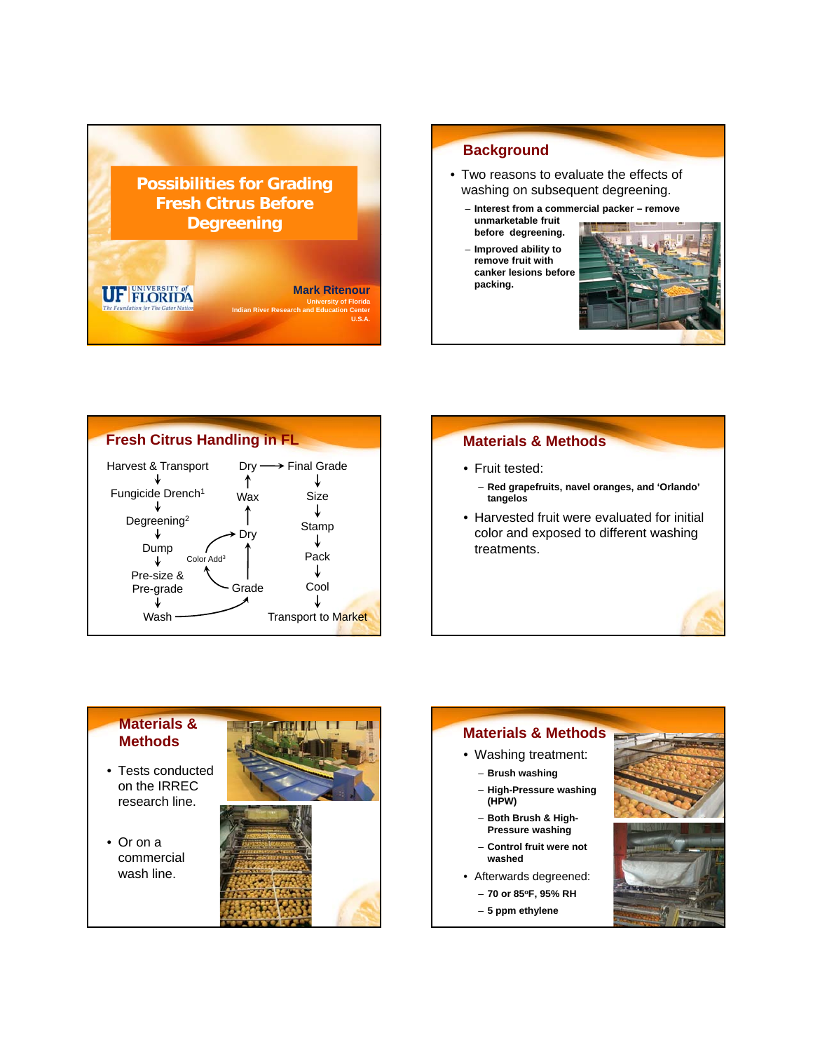# Possibilities for Grading Fresh Citrus Before Degreening

**Mark Ritenour**
University of Florida
Indian River Research and Education Center
U.S.A.

## Background

- Two reasons to evaluate the effects of washing on subsequent degreening.
  - **Interest from a commercial packer – remove unmarketable fruit before degreening.**
  - **Improved ability to remove fruit with canker lesions before packing.**

## Fresh Citrus Handling in FL

Harvest & Transport → Fungicide Drench[1] → Degreening[2] → Dump → Pre-size & Pre-grade → Wash → Grade → Color Add[3] → Dry → Wax → Dry → Final Grade → Size → Stamp → Pack → Cool → Transport to Market

## Materials & Methods

- Fruit tested:
  - **Red grapefruits, navel oranges, and 'Orlando' tangelos**
- Harvested fruit were evaluated for initial color and exposed to different washing treatments.

## Materials & Methods

- Tests conducted on the IRREC research line.
- Or on a commercial wash line.

## Materials & Methods

- Washing treatment:
  - **Brush washing**
  - **High-Pressure washing (HPW)**
  - **Both Brush & High-Pressure washing**
  - **Control fruit were not washed**
- Afterwards degreened:
  - **70 or 85ºF, 95% RH**
  - **5 ppm ethylene**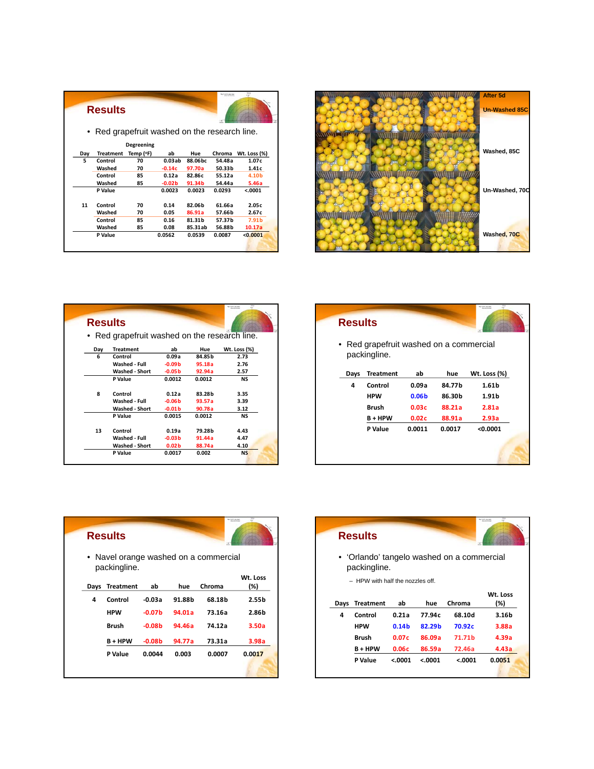## Results

- Red grapefruit washed on the research line.

| Day | Treatment | Degreening Temp (ºF) | ab | Hue | Chroma | Wt. Loss (%) |
|---|---|---|---|---|---|---|
| 5 | Control | 70 | 0.03ab | 88.06bc | 54.48a | 1.07c |
| | Washed | 70 | -0.14c | 97.70a | 50.33b | 1.41c |
| | Control | 85 | 0.12a | 82.86c | 55.12a | 4.10b |
| | Washed | 85 | -0.02b | 91.34b | 54.44a | 5.46a |
| | P Value | | 0.0023 | 0.0023 | 0.0293 | <.0001 |
| 11 | Control | 70 | 0.14 | 82.06b | 61.66a | 2.05c |
| | Washed | 70 | 0.05 | 86.91a | 57.66b | 2.67c |
| | Control | 85 | 0.16 | 81.31b | 57.37b | 7.91b |
| | Washed | 85 | 0.08 | 85.31ab | 56.88b | 10.17a |
| | P Value | | 0.0562 | 0.0539 | 0.0087 | <0.0001 |

After 5d

Un-Washed 85C

Washed, 85C

Un-Washed, 70C

Washed, 70C

## Results

- Red grapefruit washed on the research line.

| Day | Treatment | ab | Hue | Wt. Loss (%) |
|---|---|---|---|---|
| 6 | Control | 0.09a | 84.85b | 2.73 |
| | Washed - Full | -0.09b | 95.18a | 2.76 |
| | Washed - Short | -0.05b | 92.94a | 2.57 |
| | P Value | 0.0012 | 0.0012 | NS |
| 8 | Control | 0.12a | 83.28b | 3.35 |
| | Washed - Full | -0.06b | 93.57a | 3.39 |
| | Washed - Short | -0.01b | 90.78a | 3.12 |
| | P Value | 0.0015 | 0.0012 | NS |
| 13 | Control | 0.19a | 79.28b | 4.43 |
| | Washed - Full | -0.03b | 91.44a | 4.47 |
| | Washed - Short | 0.02b | 88.74a | 4.10 |
| | P Value | 0.0017 | 0.002 | NS |

## Results

- Red grapefruit washed on a commercial packingline.

| Days | Treatment | ab | hue | Wt. Loss (%) |
|---|---|---|---|---|
| 4 | Control | 0.09a | 84.77b | 1.61b |
| | HPW | 0.06b | 86.30b | 1.91b |
| | Brush | 0.03c | 88.21a | 2.81a |
| | B + HPW | 0.02c | 88.91a | 2.93a |
| | P Value | 0.0011 | 0.0017 | <0.0001 |

## Results

- Navel orange washed on a commercial packingline.

| Days | Treatment | ab | hue | Chroma | Wt. Loss (%) |
|---|---|---|---|---|---|
| 4 | Control | -0.03a | 91.88b | 68.18b | 2.55b |
| | HPW | -0.07b | 94.01a | 73.16a | 2.86b |
| | Brush | -0.08b | 94.46a | 74.12a | 3.50a |
| | B + HPW | -0.08b | 94.77a | 73.31a | 3.98a |
| | P Value | 0.0044 | 0.003 | 0.0007 | 0.0017 |

## Results

- 'Orlando' tangelo washed on a commercial packingline.
  - HPW with half the nozzles off.

| Days | Treatment | ab | hue | Chroma | Wt. Loss (%) |
|---|---|---|---|---|---|
| 4 | Control | 0.21a | 77.94c | 68.10d | 3.16b |
| | HPW | 0.14b | 82.29b | 70.92c | 3.88a |
| | Brush | 0.07c | 86.09a | 71.71b | 4.39a |
| | B + HPW | 0.06c | 86.59a | 72.46a | 4.43a |
| | P Value | <.0001 | <.0001 | <.0001 | 0.0051 |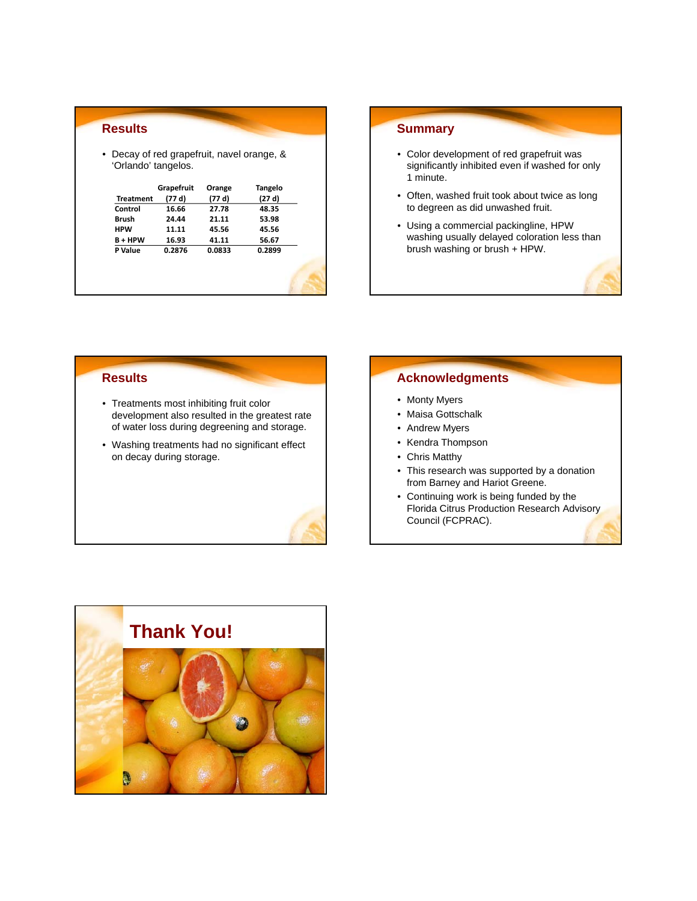## Results

- Decay of red grapefruit, navel orange, & 'Orlando' tangelos.

| Treatment | Grapefruit (77 d) | Orange (77 d) | Tangelo (27 d) |
|---|---|---|---|
| Control | 16.66 | 27.78 | 48.35 |
| Brush | 24.44 | 21.11 | 53.98 |
| HPW | 11.11 | 45.56 | 45.56 |
| B + HPW | 16.93 | 41.11 | 56.67 |
| P Value | 0.2876 | 0.0833 | 0.2899 |

## Summary

- Color development of red grapefruit was significantly inhibited even if washed for only 1 minute.
- Often, washed fruit took about twice as long to degreen as did unwashed fruit.
- Using a commercial packingline, HPW washing usually delayed coloration less than brush washing or brush + HPW.

## Results

- Treatments most inhibiting fruit color development also resulted in the greatest rate of water loss during degreening and storage.
- Washing treatments had no significant effect on decay during storage.

## Acknowledgments

- Monty Myers
- Maisa Gottschalk
- Andrew Myers
- Kendra Thompson
- Chris Matthy
- This research was supported by a donation from Barney and Hariot Greene.
- Continuing work is being funded by the Florida Citrus Production Research Advisory Council (FCPRAC).

## Thank You!